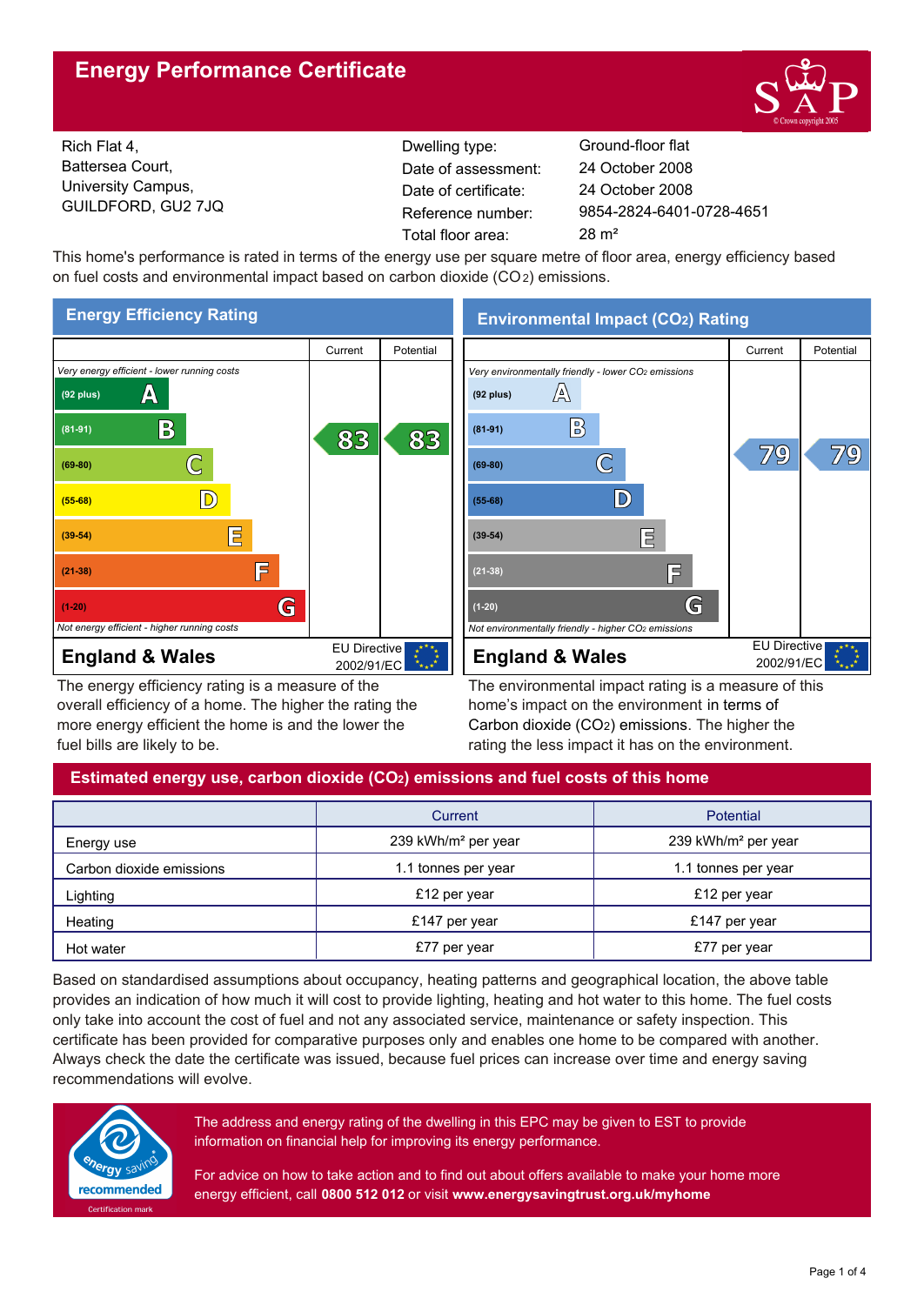# Energy Performance Certificate

Rich Flat 4,
Battersea Court,
University Campus,
GUILDFORD, GU2 7JQ

| | |
|---|---|
| Dwelling type: | Ground-floor flat |
| Date of assessment: | 24 October 2008 |
| Date of certificate: | 24 October 2008 |
| Reference number: | 9854-2824-6401-0728-4651 |
| Total floor area: | 28 m² |

This home's performance is rated in terms of the energy use per square metre of floor area, energy efficiency based on fuel costs and environmental impact based on carbon dioxide ($CO_2$) emissions.

## Energy Efficiency Rating

| | Current | Potential |
|---|---|---|
| *Very energy efficient - lower running costs* | | |
| (92 plus) A | | |
| (81-91) B | 83 | 83 |
| (69-80) C | | |
| (55-68) D | | |
| (39-54) E | | |
| (21-38) F | | |
| (1-20) G | | |
| *Not energy efficient - higher running costs* | | |

**England & Wales** — EU Directive 2002/91/EC

The energy efficiency rating is a measure of the overall efficiency of a home. The higher the rating the more energy efficient the home is and the lower the fuel bills are likely to be.

## Environmental Impact ($CO_2$) Rating

| | Current | Potential |
|---|---|---|
| *Very environmentally friendly - lower $CO_2$ emissions* | | |
| (92 plus) A | | |
| (81-91) B | | |
| (69-80) C | 79 | 79 |
| (55-68) D | | |
| (39-54) E | | |
| (21-38) F | | |
| (1-20) G | | |
| *Not environmentally friendly - higher $CO_2$ emissions* | | |

**England & Wales** — EU Directive 2002/91/EC

The environmental impact rating is a measure of this home's impact on the environment in terms of Carbon dioxide ($CO_2$) emissions. The higher the rating the less impact it has on the environment.

## Estimated energy use, carbon dioxide ($CO_2$) emissions and fuel costs of this home

| | Current | Potential |
|---|---|---|
| Energy use | 239 kWh/m² per year | 239 kWh/m² per year |
| Carbon dioxide emissions | 1.1 tonnes per year | 1.1 tonnes per year |
| Lighting | £12 per year | £12 per year |
| Heating | £147 per year | £147 per year |
| Hot water | £77 per year | £77 per year |

Based on standardised assumptions about occupancy, heating patterns and geographical location, the above table provides an indication of how much it will cost to provide lighting, heating and hot water to this home. The fuel costs only take into account the cost of fuel and not any associated service, maintenance or safety inspection. This certificate has been provided for comparative purposes only and enables one home to be compared with another. Always check the date the certificate was issued, because fuel prices can increase over time and energy saving recommendations will evolve.

energy saving recommended — Certification mark

The address and energy rating of the dwelling in this EPC may be given to EST to provide information on financial help for improving its energy performance.

For advice on how to take action and to find out about offers available to make your home more energy efficient, call **0800 512 012** or visit **www.energysavingtrust.org.uk/myhome**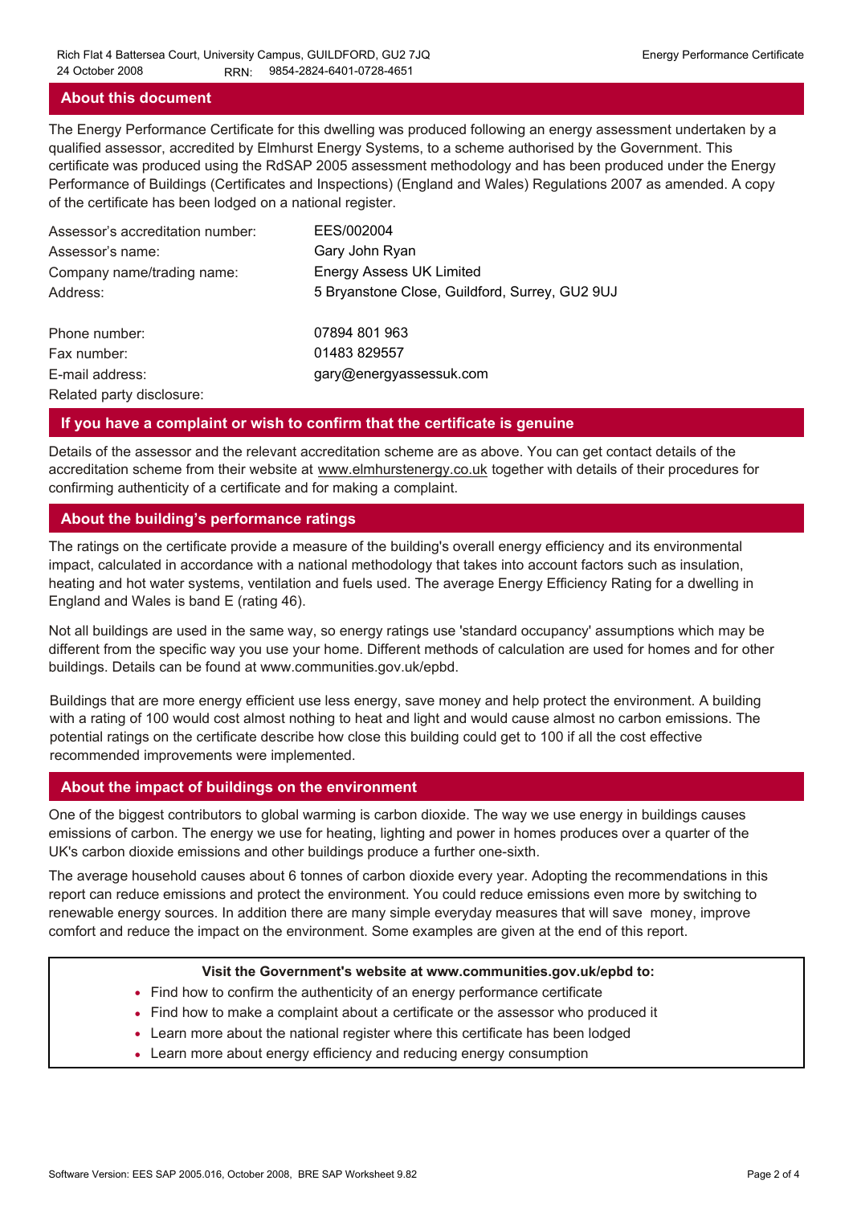## About this document

The Energy Performance Certificate for this dwelling was produced following an energy assessment undertaken by a qualified assessor, accredited by Elmhurst Energy Systems, to a scheme authorised by the Government. This certificate was produced using the RdSAP 2005 assessment methodology and has been produced under the Energy Performance of Buildings (Certificates and Inspections) (England and Wales) Regulations 2007 as amended. A copy of the certificate has been lodged on a national register.

| | |
|---|---|
| Assessor's accreditation number: | EES/002004 |
| Assessor's name: | Gary John Ryan |
| Company name/trading name: | Energy Assess UK Limited |
| Address: | 5 Bryanstone Close, Guildford, Surrey, GU2 9UJ |
| Phone number: | 07894 801 963 |
| Fax number: | 01483 829557 |
| E-mail address: | gary@energyassessuk.com |
| Related party disclosure: | |

## If you have a complaint or wish to confirm that the certificate is genuine

Details of the assessor and the relevant accreditation scheme are as above. You can get contact details of the accreditation scheme from their website at www.elmhurstenergy.co.uk together with details of their procedures for confirming authenticity of a certificate and for making a complaint.

## About the building's performance ratings

The ratings on the certificate provide a measure of the building's overall energy efficiency and its environmental impact, calculated in accordance with a national methodology that takes into account factors such as insulation, heating and hot water systems, ventilation and fuels used. The average Energy Efficiency Rating for a dwelling in England and Wales is band E (rating 46).

Not all buildings are used in the same way, so energy ratings use 'standard occupancy' assumptions which may be different from the specific way you use your home. Different methods of calculation are used for homes and for other buildings. Details can be found at www.communities.gov.uk/epbd.

Buildings that are more energy efficient use less energy, save money and help protect the environment. A building with a rating of 100 would cost almost nothing to heat and light and would cause almost no carbon emissions. The potential ratings on the certificate describe how close this building could get to 100 if all the cost effective recommended improvements were implemented.

## About the impact of buildings on the environment

One of the biggest contributors to global warming is carbon dioxide. The way we use energy in buildings causes emissions of carbon. The energy we use for heating, lighting and power in homes produces over a quarter of the UK's carbon dioxide emissions and other buildings produce a further one-sixth.

The average household causes about 6 tonnes of carbon dioxide every year. Adopting the recommendations in this report can reduce emissions and protect the environment. You could reduce emissions even more by switching to renewable energy sources. In addition there are many simple everyday measures that will save money, improve comfort and reduce the impact on the environment. Some examples are given at the end of this report.

**Visit the Government's website at www.communities.gov.uk/epbd to:**

- Find how to confirm the authenticity of an energy performance certificate
- Find how to make a complaint about a certificate or the assessor who produced it
- Learn more about the national register where this certificate has been lodged
- Learn more about energy efficiency and reducing energy consumption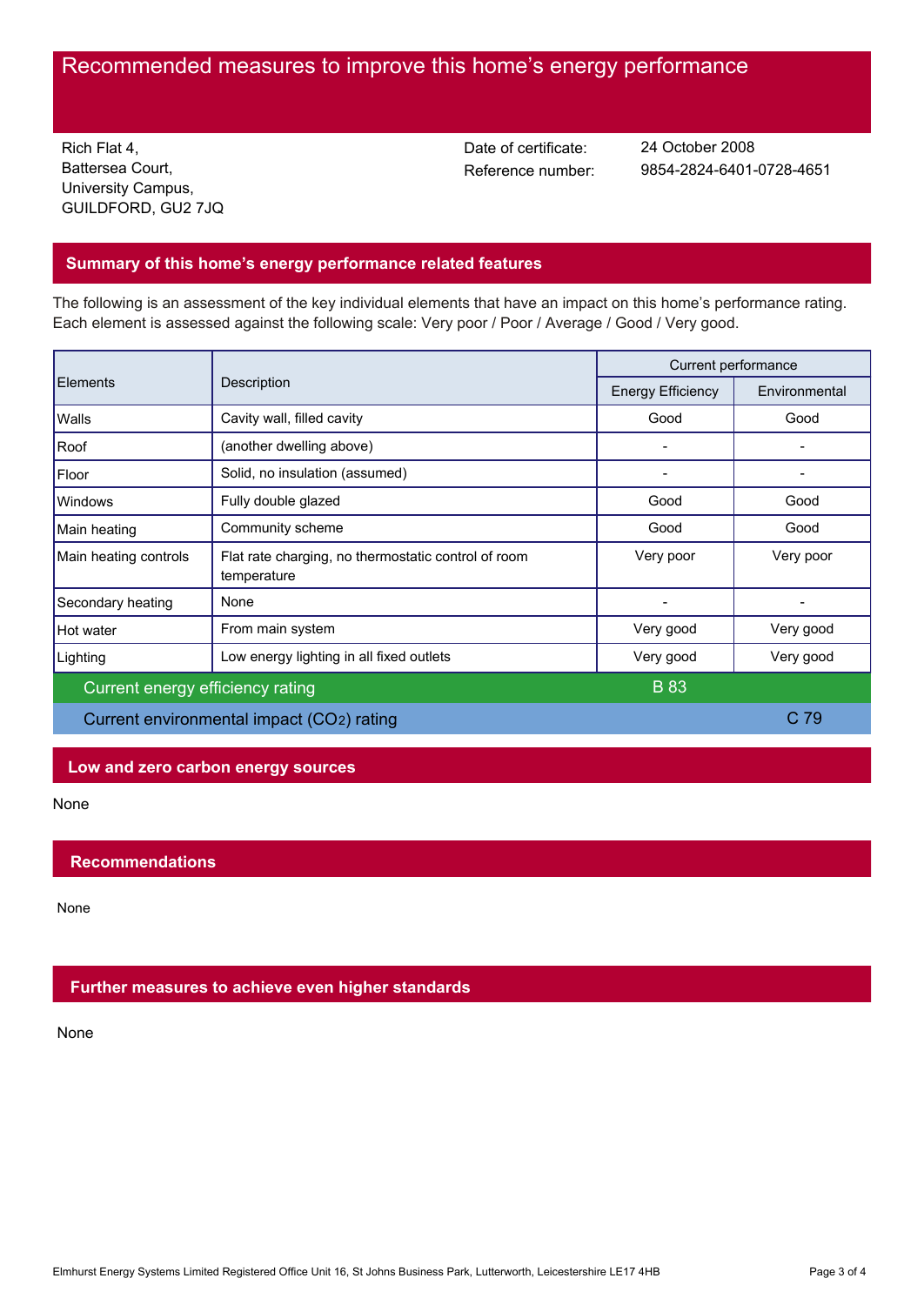# Recommended measures to improve this home's energy performance

Rich Flat 4,
Battersea Court,
University Campus,
GUILDFORD, GU2 7JQ

Date of certificate: 24 October 2008
Reference number: 9854-2824-6401-0728-4651

## Summary of this home's energy performance related features

The following is an assessment of the key individual elements that have an impact on this home's performance rating. Each element is assessed against the following scale: Very poor / Poor / Average / Good / Very good.

| Elements | Description | Current performance | |
|---|---|---|---|
| | | Energy Efficiency | Environmental |
| Walls | Cavity wall, filled cavity | Good | Good |
| Roof | (another dwelling above) | - | - |
| Floor | Solid, no insulation (assumed) | - | - |
| Windows | Fully double glazed | Good | Good |
| Main heating | Community scheme | Good | Good |
| Main heating controls | Flat rate charging, no thermostatic control of room temperature | Very poor | Very poor |
| Secondary heating | None | - | - |
| Hot water | From main system | Very good | Very good |
| Lighting | Low energy lighting in all fixed outlets | Very good | Very good |
| Current energy efficiency rating | | B 83 | |
| Current environmental impact ($CO_2$) rating | | | C 79 |

## Low and zero carbon energy sources

None

## Recommendations

None

## Further measures to achieve even higher standards

None

Elmhurst Energy Systems Limited Registered Office Unit 16, St Johns Business Park, Lutterworth, Leicestershire LE17 4HB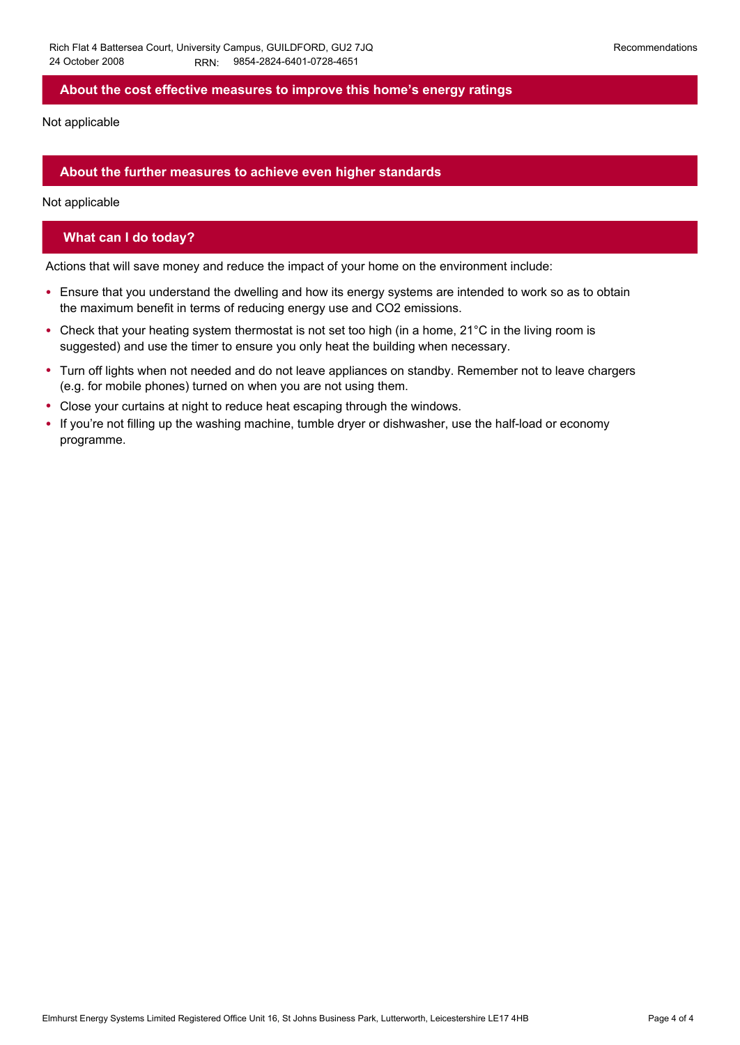## About the cost effective measures to improve this home's energy ratings

Not applicable

## About the further measures to achieve even higher standards

Not applicable

## What can I do today?

Actions that will save money and reduce the impact of your home on the environment include:

- Ensure that you understand the dwelling and how its energy systems are intended to work so as to obtain the maximum benefit in terms of reducing energy use and $CO_2$ emissions.
- Check that your heating system thermostat is not set too high (in a home, 21°C in the living room is suggested) and use the timer to ensure you only heat the building when necessary.
- Turn off lights when not needed and do not leave appliances on standby. Remember not to leave chargers (e.g. for mobile phones) turned on when you are not using them.
- Close your curtains at night to reduce heat escaping through the windows.
- If you're not filling up the washing machine, tumble dryer or dishwasher, use the half-load or economy programme.